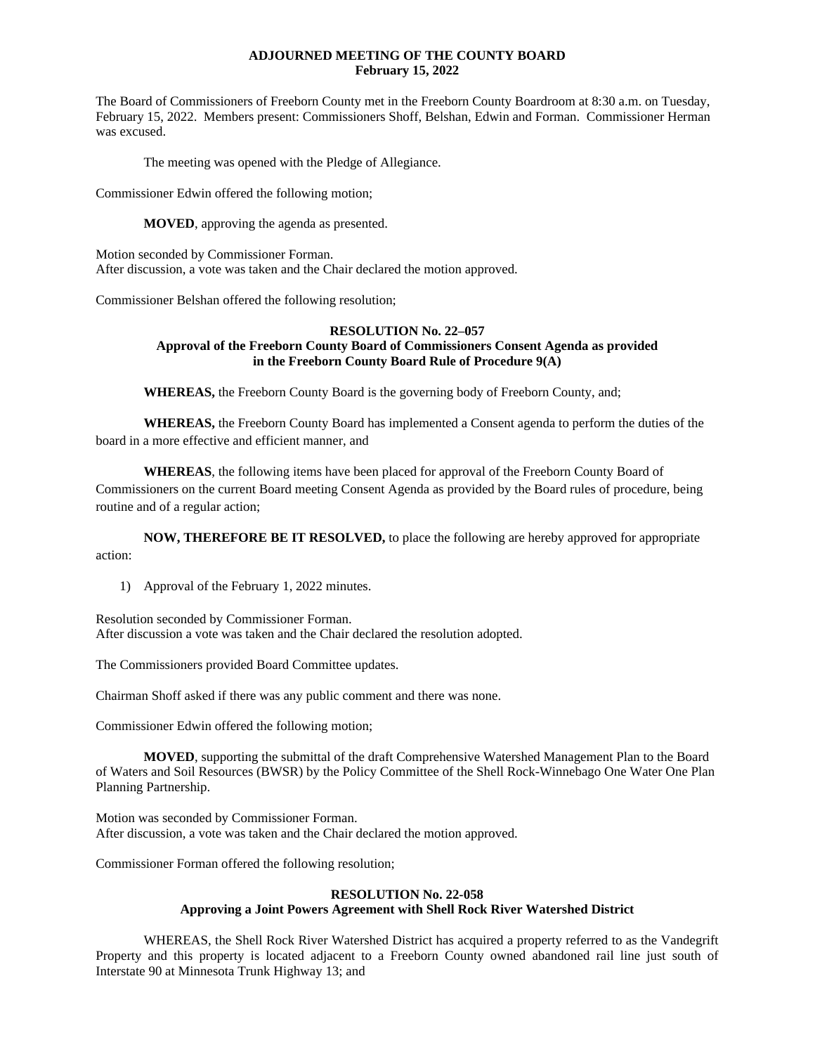**ADJOURNED MEETING OF THE COUNTY BOARD**
**February 15, 2022**

The Board of Commissioners of Freeborn County met in the Freeborn County Boardroom at 8:30 a.m. on Tuesday, February 15, 2022. Members present: Commissioners Shoff, Belshan, Edwin and Forman. Commissioner Herman was excused.

The meeting was opened with the Pledge of Allegiance.

Commissioner Edwin offered the following motion;

**MOVED**, approving the agenda as presented.

Motion seconded by Commissioner Forman.
After discussion, a vote was taken and the Chair declared the motion approved.

Commissioner Belshan offered the following resolution;

**RESOLUTION No. 22–057**
**Approval of the Freeborn County Board of Commissioners Consent Agenda as provided in the Freeborn County Board Rule of Procedure 9(A)**

**WHEREAS,** the Freeborn County Board is the governing body of Freeborn County, and;

**WHEREAS,** the Freeborn County Board has implemented a Consent agenda to perform the duties of the board in a more effective and efficient manner, and

**WHEREAS**, the following items have been placed for approval of the Freeborn County Board of Commissioners on the current Board meeting Consent Agenda as provided by the Board rules of procedure, being routine and of a regular action;

**NOW, THEREFORE BE IT RESOLVED,** to place the following are hereby approved for appropriate action:

1) Approval of the February 1, 2022 minutes.

Resolution seconded by Commissioner Forman.
After discussion a vote was taken and the Chair declared the resolution adopted.

The Commissioners provided Board Committee updates.

Chairman Shoff asked if there was any public comment and there was none.

Commissioner Edwin offered the following motion;

**MOVED**, supporting the submittal of the draft Comprehensive Watershed Management Plan to the Board of Waters and Soil Resources (BWSR) by the Policy Committee of the Shell Rock-Winnebago One Water One Plan Planning Partnership.

Motion was seconded by Commissioner Forman.
After discussion, a vote was taken and the Chair declared the motion approved.

Commissioner Forman offered the following resolution;

**RESOLUTION No. 22-058**
**Approving a Joint Powers Agreement with Shell Rock River Watershed District**

WHEREAS, the Shell Rock River Watershed District has acquired a property referred to as the Vandegrift Property and this property is located adjacent to a Freeborn County owned abandoned rail line just south of Interstate 90 at Minnesota Trunk Highway 13; and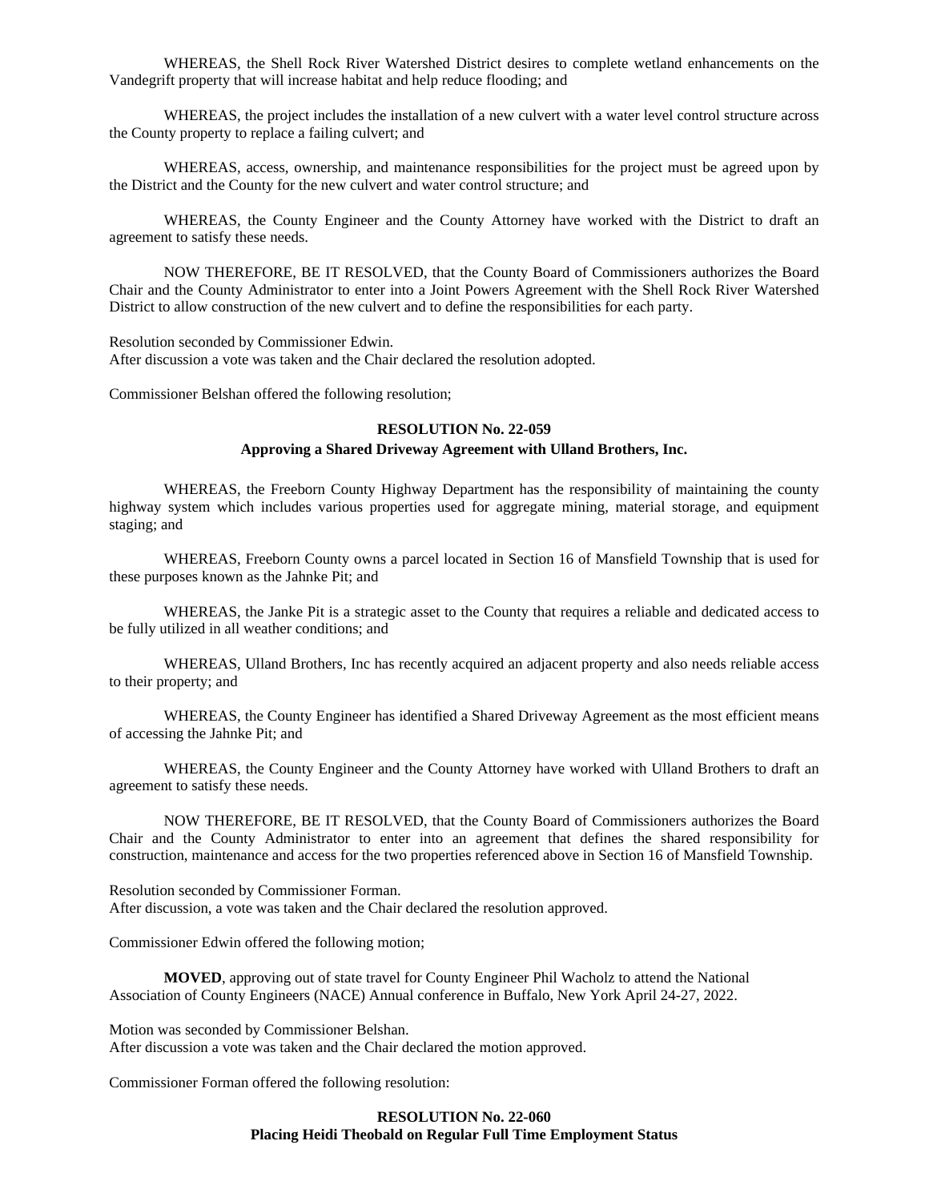WHEREAS, the Shell Rock River Watershed District desires to complete wetland enhancements on the Vandegrift property that will increase habitat and help reduce flooding; and

WHEREAS, the project includes the installation of a new culvert with a water level control structure across the County property to replace a failing culvert; and

WHEREAS, access, ownership, and maintenance responsibilities for the project must be agreed upon by the District and the County for the new culvert and water control structure; and

WHEREAS, the County Engineer and the County Attorney have worked with the District to draft an agreement to satisfy these needs.

NOW THEREFORE, BE IT RESOLVED, that the County Board of Commissioners authorizes the Board Chair and the County Administrator to enter into a Joint Powers Agreement with the Shell Rock River Watershed District to allow construction of the new culvert and to define the responsibilities for each party.

Resolution seconded by Commissioner Edwin.
After discussion a vote was taken and the Chair declared the resolution adopted.

Commissioner Belshan offered the following resolution;

**RESOLUTION No. 22-059**
**Approving a Shared Driveway Agreement with Ulland Brothers, Inc.**

WHEREAS, the Freeborn County Highway Department has the responsibility of maintaining the county highway system which includes various properties used for aggregate mining, material storage, and equipment staging; and

WHEREAS, Freeborn County owns a parcel located in Section 16 of Mansfield Township that is used for these purposes known as the Jahnke Pit; and

WHEREAS, the Janke Pit is a strategic asset to the County that requires a reliable and dedicated access to be fully utilized in all weather conditions; and

WHEREAS, Ulland Brothers, Inc has recently acquired an adjacent property and also needs reliable access to their property; and

WHEREAS, the County Engineer has identified a Shared Driveway Agreement as the most efficient means of accessing the Jahnke Pit; and

WHEREAS, the County Engineer and the County Attorney have worked with Ulland Brothers to draft an agreement to satisfy these needs.

NOW THEREFORE, BE IT RESOLVED, that the County Board of Commissioners authorizes the Board Chair and the County Administrator to enter into an agreement that defines the shared responsibility for construction, maintenance and access for the two properties referenced above in Section 16 of Mansfield Township.

Resolution seconded by Commissioner Forman.
After discussion, a vote was taken and the Chair declared the resolution approved.

Commissioner Edwin offered the following motion;

**MOVED**, approving out of state travel for County Engineer Phil Wacholz to attend the National Association of County Engineers (NACE) Annual conference in Buffalo, New York April 24-27, 2022.

Motion was seconded by Commissioner Belshan.
After discussion a vote was taken and the Chair declared the motion approved.

Commissioner Forman offered the following resolution:

**RESOLUTION No. 22-060**
**Placing Heidi Theobald on Regular Full Time Employment Status**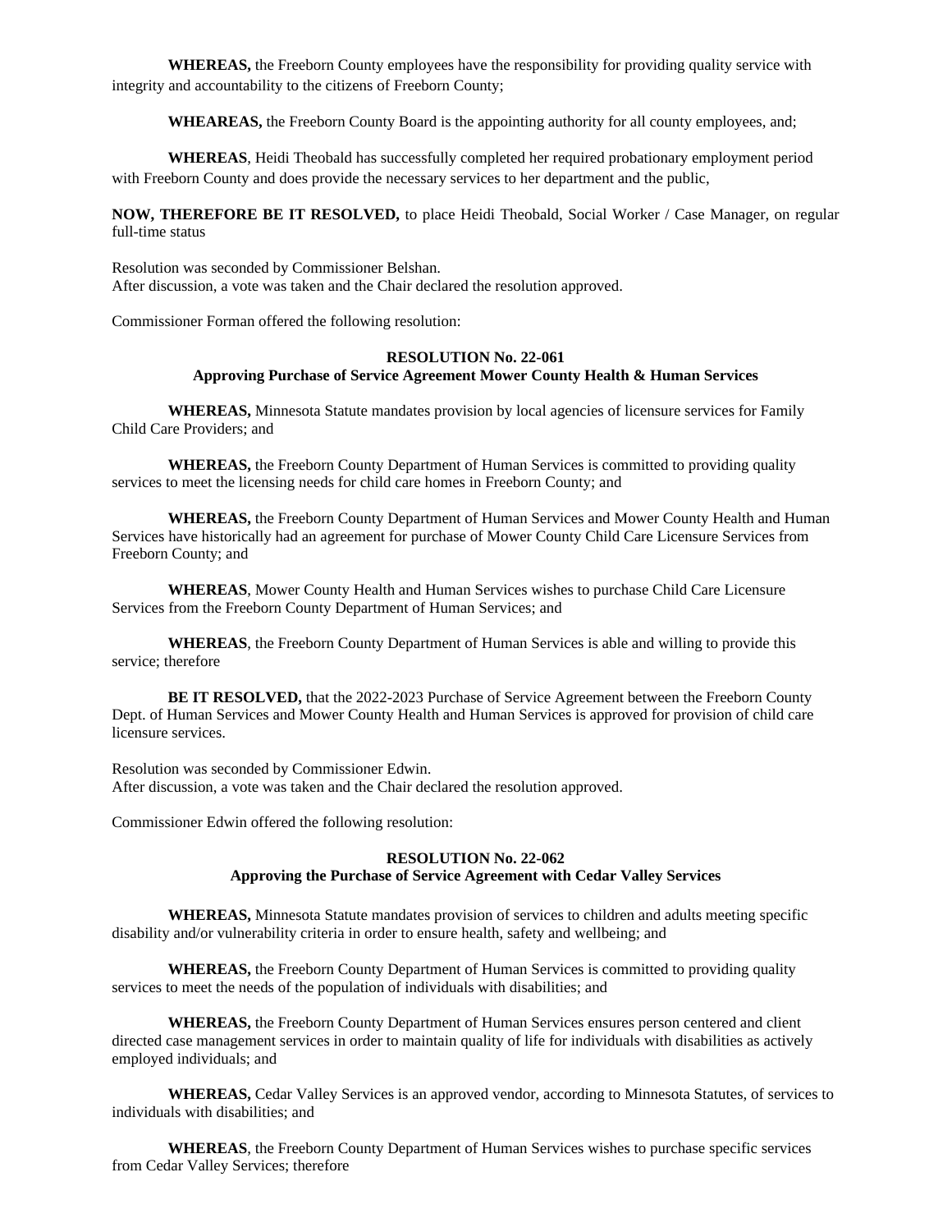**WHEREAS,** the Freeborn County employees have the responsibility for providing quality service with integrity and accountability to the citizens of Freeborn County;

**WHEAREAS,** the Freeborn County Board is the appointing authority for all county employees, and;

**WHEREAS**, Heidi Theobald has successfully completed her required probationary employment period with Freeborn County and does provide the necessary services to her department and the public,

**NOW, THEREFORE BE IT RESOLVED,** to place Heidi Theobald, Social Worker / Case Manager, on regular full-time status

Resolution was seconded by Commissioner Belshan.
After discussion, a vote was taken and the Chair declared the resolution approved.

Commissioner Forman offered the following resolution:

**RESOLUTION No. 22-061**
**Approving Purchase of Service Agreement Mower County Health & Human Services**

**WHEREAS,** Minnesota Statute mandates provision by local agencies of licensure services for Family Child Care Providers; and

**WHEREAS,** the Freeborn County Department of Human Services is committed to providing quality services to meet the licensing needs for child care homes in Freeborn County; and

**WHEREAS,** the Freeborn County Department of Human Services and Mower County Health and Human Services have historically had an agreement for purchase of Mower County Child Care Licensure Services from Freeborn County; and

**WHEREAS**, Mower County Health and Human Services wishes to purchase Child Care Licensure Services from the Freeborn County Department of Human Services; and

**WHEREAS**, the Freeborn County Department of Human Services is able and willing to provide this service; therefore

**BE IT RESOLVED,** that the 2022-2023 Purchase of Service Agreement between the Freeborn County Dept. of Human Services and Mower County Health and Human Services is approved for provision of child care licensure services.

Resolution was seconded by Commissioner Edwin.
After discussion, a vote was taken and the Chair declared the resolution approved.

Commissioner Edwin offered the following resolution:

**RESOLUTION No. 22-062**
**Approving the Purchase of Service Agreement with Cedar Valley Services**

**WHEREAS,** Minnesota Statute mandates provision of services to children and adults meeting specific disability and/or vulnerability criteria in order to ensure health, safety and wellbeing; and

**WHEREAS,** the Freeborn County Department of Human Services is committed to providing quality services to meet the needs of the population of individuals with disabilities; and

**WHEREAS,** the Freeborn County Department of Human Services ensures person centered and client directed case management services in order to maintain quality of life for individuals with disabilities as actively employed individuals; and

**WHEREAS,** Cedar Valley Services is an approved vendor, according to Minnesota Statutes, of services to individuals with disabilities; and

**WHEREAS**, the Freeborn County Department of Human Services wishes to purchase specific services from Cedar Valley Services; therefore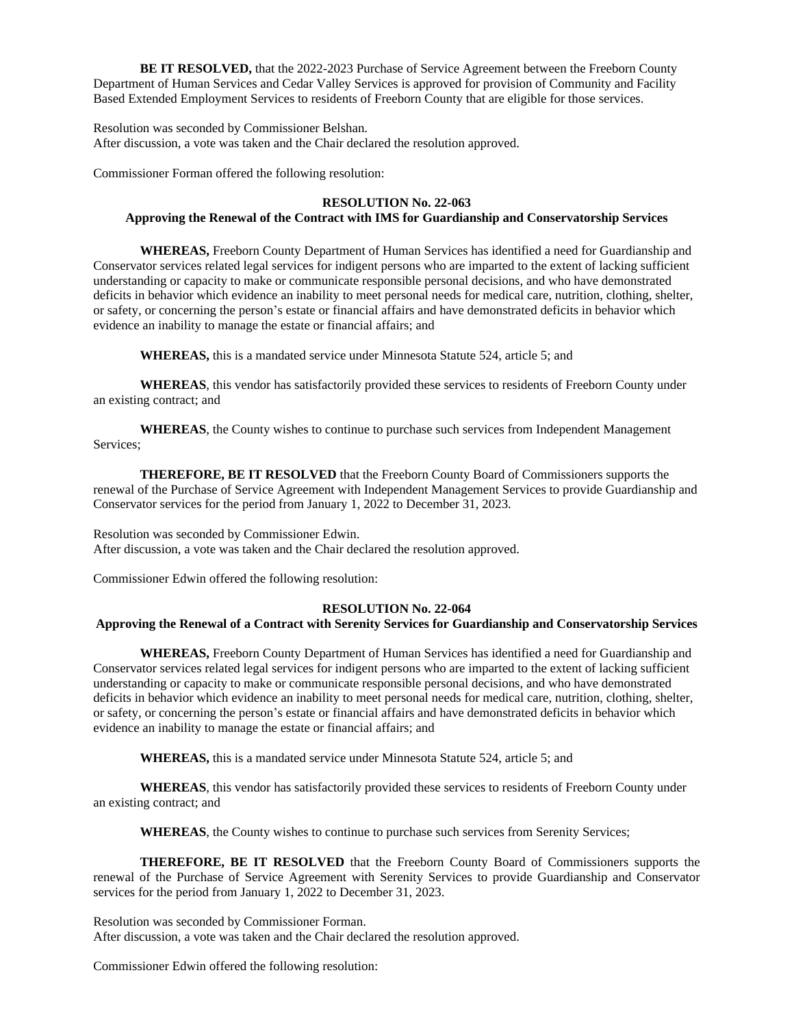**BE IT RESOLVED,** that the 2022-2023 Purchase of Service Agreement between the Freeborn County Department of Human Services and Cedar Valley Services is approved for provision of Community and Facility Based Extended Employment Services to residents of Freeborn County that are eligible for those services.

Resolution was seconded by Commissioner Belshan.
After discussion, a vote was taken and the Chair declared the resolution approved.

Commissioner Forman offered the following resolution:

**RESOLUTION No. 22-063**
**Approving the Renewal of the Contract with IMS for Guardianship and Conservatorship Services**

**WHEREAS,** Freeborn County Department of Human Services has identified a need for Guardianship and Conservator services related legal services for indigent persons who are imparted to the extent of lacking sufficient understanding or capacity to make or communicate responsible personal decisions, and who have demonstrated deficits in behavior which evidence an inability to meet personal needs for medical care, nutrition, clothing, shelter, or safety, or concerning the person's estate or financial affairs and have demonstrated deficits in behavior which evidence an inability to manage the estate or financial affairs; and

**WHEREAS,** this is a mandated service under Minnesota Statute 524, article 5; and

**WHEREAS**, this vendor has satisfactorily provided these services to residents of Freeborn County under an existing contract; and

**WHEREAS**, the County wishes to continue to purchase such services from Independent Management Services;

**THEREFORE, BE IT RESOLVED** that the Freeborn County Board of Commissioners supports the renewal of the Purchase of Service Agreement with Independent Management Services to provide Guardianship and Conservator services for the period from January 1, 2022 to December 31, 2023.

Resolution was seconded by Commissioner Edwin.
After discussion, a vote was taken and the Chair declared the resolution approved.

Commissioner Edwin offered the following resolution:

**RESOLUTION No. 22-064**
**Approving the Renewal of a Contract with Serenity Services for Guardianship and Conservatorship Services**

**WHEREAS,** Freeborn County Department of Human Services has identified a need for Guardianship and Conservator services related legal services for indigent persons who are imparted to the extent of lacking sufficient understanding or capacity to make or communicate responsible personal decisions, and who have demonstrated deficits in behavior which evidence an inability to meet personal needs for medical care, nutrition, clothing, shelter, or safety, or concerning the person's estate or financial affairs and have demonstrated deficits in behavior which evidence an inability to manage the estate or financial affairs; and

**WHEREAS,** this is a mandated service under Minnesota Statute 524, article 5; and

**WHEREAS**, this vendor has satisfactorily provided these services to residents of Freeborn County under an existing contract; and

**WHEREAS**, the County wishes to continue to purchase such services from Serenity Services;

**THEREFORE, BE IT RESOLVED** that the Freeborn County Board of Commissioners supports the renewal of the Purchase of Service Agreement with Serenity Services to provide Guardianship and Conservator services for the period from January 1, 2022 to December 31, 2023.

Resolution was seconded by Commissioner Forman.
After discussion, a vote was taken and the Chair declared the resolution approved.

Commissioner Edwin offered the following resolution: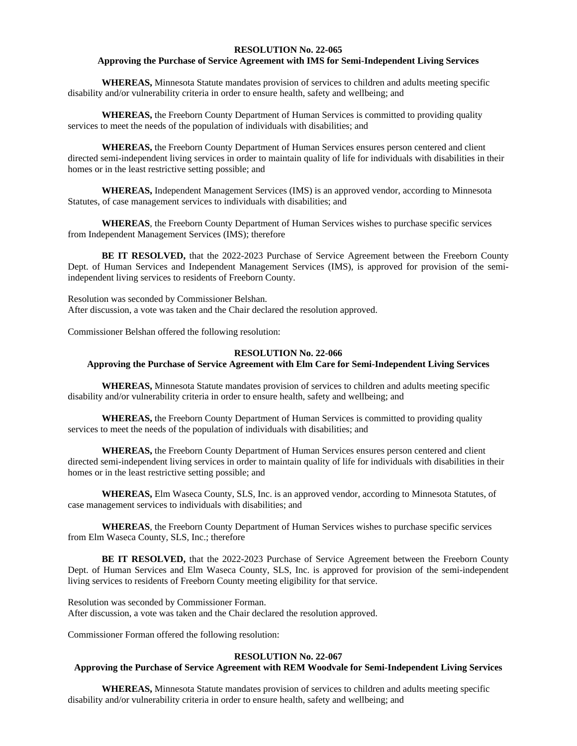**RESOLUTION No. 22-065**
**Approving the Purchase of Service Agreement with IMS for Semi-Independent Living Services**

**WHEREAS,** Minnesota Statute mandates provision of services to children and adults meeting specific disability and/or vulnerability criteria in order to ensure health, safety and wellbeing; and

**WHEREAS,** the Freeborn County Department of Human Services is committed to providing quality services to meet the needs of the population of individuals with disabilities; and

**WHEREAS,** the Freeborn County Department of Human Services ensures person centered and client directed semi-independent living services in order to maintain quality of life for individuals with disabilities in their homes or in the least restrictive setting possible; and

**WHEREAS,** Independent Management Services (IMS) is an approved vendor, according to Minnesota Statutes, of case management services to individuals with disabilities; and

**WHEREAS**, the Freeborn County Department of Human Services wishes to purchase specific services from Independent Management Services (IMS); therefore

**BE IT RESOLVED,** that the 2022-2023 Purchase of Service Agreement between the Freeborn County Dept. of Human Services and Independent Management Services (IMS), is approved for provision of the semi-independent living services to residents of Freeborn County.

Resolution was seconded by Commissioner Belshan.
After discussion, a vote was taken and the Chair declared the resolution approved.

Commissioner Belshan offered the following resolution:

**RESOLUTION No. 22-066**
**Approving the Purchase of Service Agreement with Elm Care for Semi-Independent Living Services**

**WHEREAS,** Minnesota Statute mandates provision of services to children and adults meeting specific disability and/or vulnerability criteria in order to ensure health, safety and wellbeing; and

**WHEREAS,** the Freeborn County Department of Human Services is committed to providing quality services to meet the needs of the population of individuals with disabilities; and

**WHEREAS,** the Freeborn County Department of Human Services ensures person centered and client directed semi-independent living services in order to maintain quality of life for individuals with disabilities in their homes or in the least restrictive setting possible; and

**WHEREAS,** Elm Waseca County, SLS, Inc. is an approved vendor, according to Minnesota Statutes, of case management services to individuals with disabilities; and

**WHEREAS**, the Freeborn County Department of Human Services wishes to purchase specific services from Elm Waseca County, SLS, Inc.; therefore

**BE IT RESOLVED,** that the 2022-2023 Purchase of Service Agreement between the Freeborn County Dept. of Human Services and Elm Waseca County, SLS, Inc. is approved for provision of the semi-independent living services to residents of Freeborn County meeting eligibility for that service.

Resolution was seconded by Commissioner Forman.
After discussion, a vote was taken and the Chair declared the resolution approved.

Commissioner Forman offered the following resolution:

**RESOLUTION No. 22-067**
**Approving the Purchase of Service Agreement with REM Woodvale for Semi-Independent Living Services**

**WHEREAS,** Minnesota Statute mandates provision of services to children and adults meeting specific disability and/or vulnerability criteria in order to ensure health, safety and wellbeing; and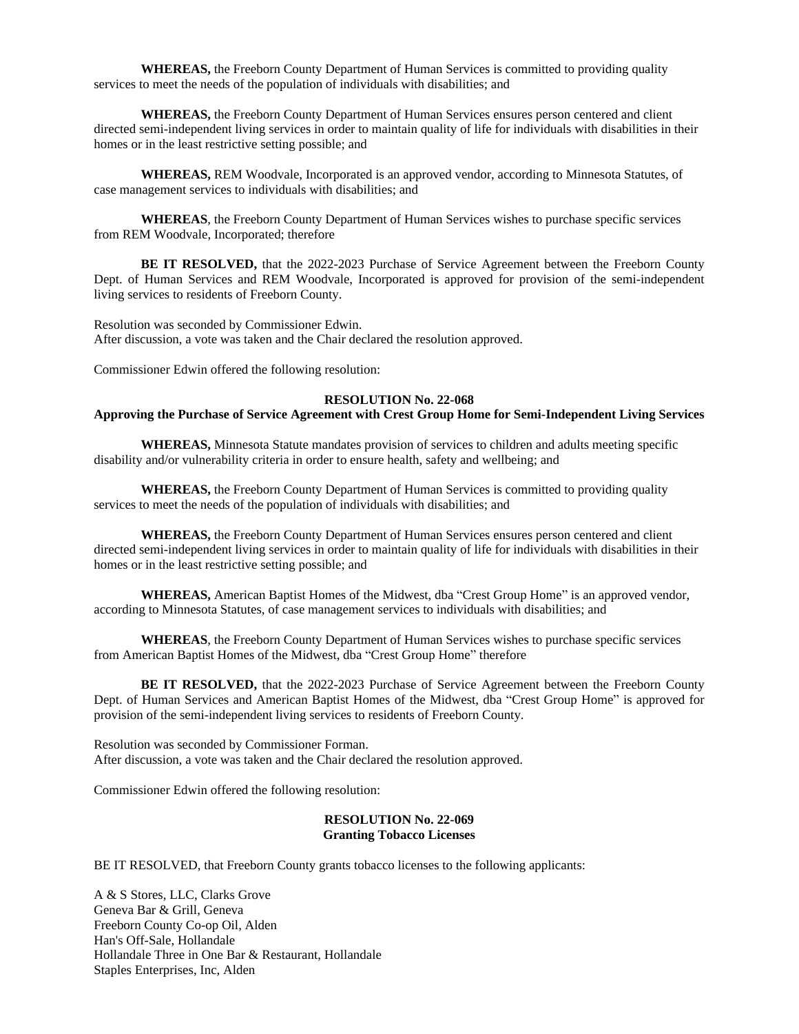**WHEREAS,** the Freeborn County Department of Human Services is committed to providing quality services to meet the needs of the population of individuals with disabilities; and

**WHEREAS,** the Freeborn County Department of Human Services ensures person centered and client directed semi-independent living services in order to maintain quality of life for individuals with disabilities in their homes or in the least restrictive setting possible; and

**WHEREAS,** REM Woodvale, Incorporated is an approved vendor, according to Minnesota Statutes, of case management services to individuals with disabilities; and

**WHEREAS**, the Freeborn County Department of Human Services wishes to purchase specific services from REM Woodvale, Incorporated; therefore

**BE IT RESOLVED,** that the 2022-2023 Purchase of Service Agreement between the Freeborn County Dept. of Human Services and REM Woodvale, Incorporated is approved for provision of the semi-independent living services to residents of Freeborn County.

Resolution was seconded by Commissioner Edwin.
After discussion, a vote was taken and the Chair declared the resolution approved.

Commissioner Edwin offered the following resolution:

**RESOLUTION No. 22-068**
**Approving the Purchase of Service Agreement with Crest Group Home for Semi-Independent Living Services**

**WHEREAS,** Minnesota Statute mandates provision of services to children and adults meeting specific disability and/or vulnerability criteria in order to ensure health, safety and wellbeing; and

**WHEREAS,** the Freeborn County Department of Human Services is committed to providing quality services to meet the needs of the population of individuals with disabilities; and

**WHEREAS,** the Freeborn County Department of Human Services ensures person centered and client directed semi-independent living services in order to maintain quality of life for individuals with disabilities in their homes or in the least restrictive setting possible; and

**WHEREAS,** American Baptist Homes of the Midwest, dba "Crest Group Home" is an approved vendor, according to Minnesota Statutes, of case management services to individuals with disabilities; and

**WHEREAS**, the Freeborn County Department of Human Services wishes to purchase specific services from American Baptist Homes of the Midwest, dba "Crest Group Home" therefore

**BE IT RESOLVED,** that the 2022-2023 Purchase of Service Agreement between the Freeborn County Dept. of Human Services and American Baptist Homes of the Midwest, dba "Crest Group Home" is approved for provision of the semi-independent living services to residents of Freeborn County.

Resolution was seconded by Commissioner Forman.
After discussion, a vote was taken and the Chair declared the resolution approved.

Commissioner Edwin offered the following resolution:

**RESOLUTION No. 22-069**
**Granting Tobacco Licenses**

BE IT RESOLVED, that Freeborn County grants tobacco licenses to the following applicants:

A & S Stores, LLC, Clarks Grove
Geneva Bar & Grill, Geneva
Freeborn County Co-op Oil, Alden
Han's Off-Sale, Hollandale
Hollandale Three in One Bar & Restaurant, Hollandale
Staples Enterprises, Inc, Alden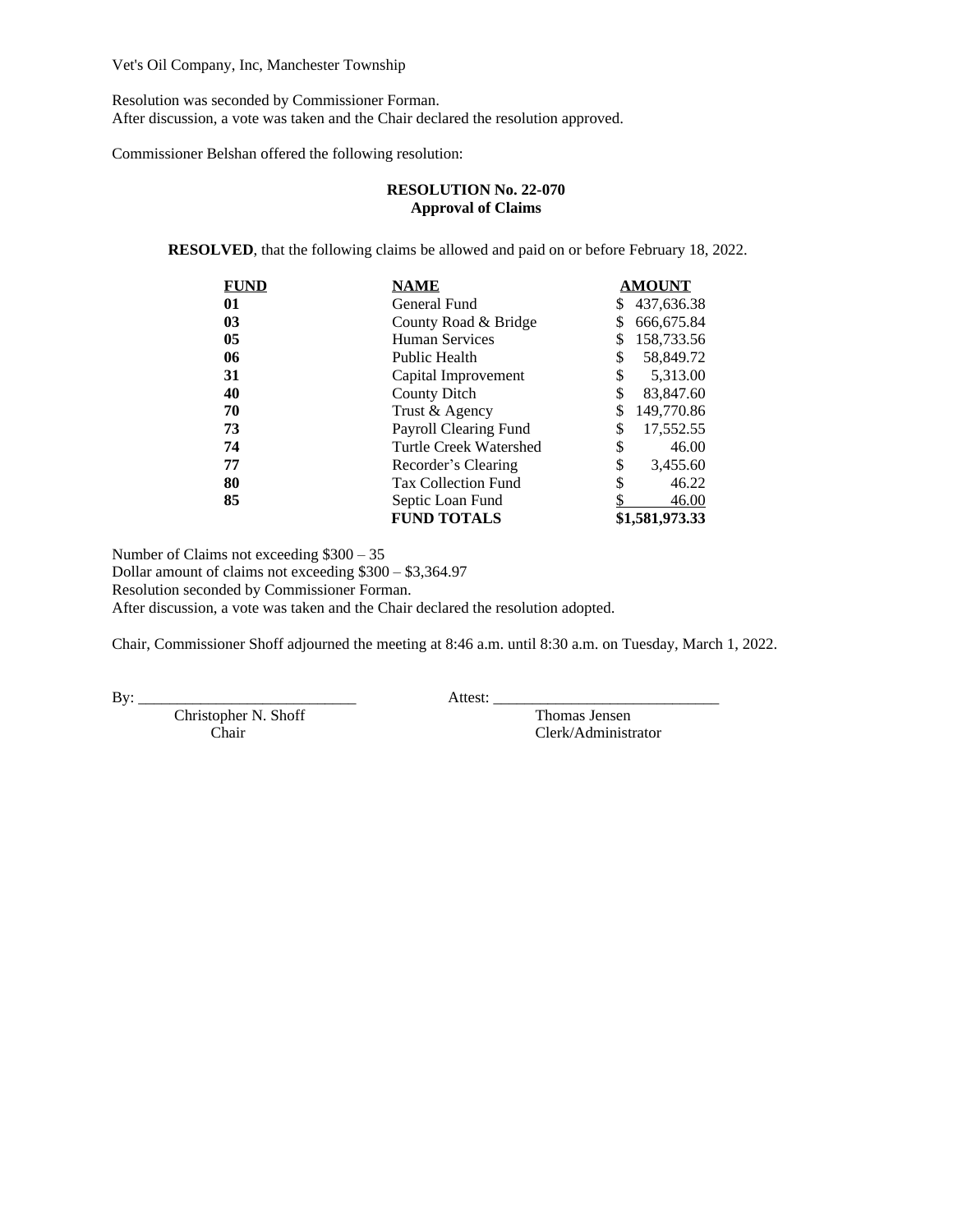Vet's Oil Company, Inc, Manchester Township

Resolution was seconded by Commissioner Forman.
After discussion, a vote was taken and the Chair declared the resolution approved.

Commissioner Belshan offered the following resolution:

**RESOLUTION No. 22-070**
**Approval of Claims**

**RESOLVED**, that the following claims be allowed and paid on or before February 18, 2022.

| FUND | NAME | AMOUNT |
|---|---|---|
| **01** | General Fund | $ 437,636.38 |
| **03** | County Road & Bridge | $ 666,675.84 |
| **05** | Human Services | $ 158,733.56 |
| **06** | Public Health | $ 58,849.72 |
| **31** | Capital Improvement | $ 5,313.00 |
| **40** | County Ditch | $ 83,847.60 |
| **70** | Trust & Agency | $ 149,770.86 |
| **73** | Payroll Clearing Fund | $ 17,552.55 |
| **74** | Turtle Creek Watershed | $ 46.00 |
| **77** | Recorder's Clearing | $ 3,455.60 |
| **80** | Tax Collection Fund | $ 46.22 |
| **85** | Septic Loan Fund | $ 46.00 |
| | **FUND TOTALS** | **$1,581,973.33** |

Number of Claims not exceeding $300 – 35
Dollar amount of claims not exceeding $300 – $3,364.97
Resolution seconded by Commissioner Forman.
After discussion, a vote was taken and the Chair declared the resolution adopted.

Chair, Commissioner Shoff adjourned the meeting at 8:46 a.m. until 8:30 a.m. on Tuesday, March 1, 2022.

By: ____________________________
Christopher N. Shoff
Chair

Attest: ____________________________
Thomas Jensen
Clerk/Administrator